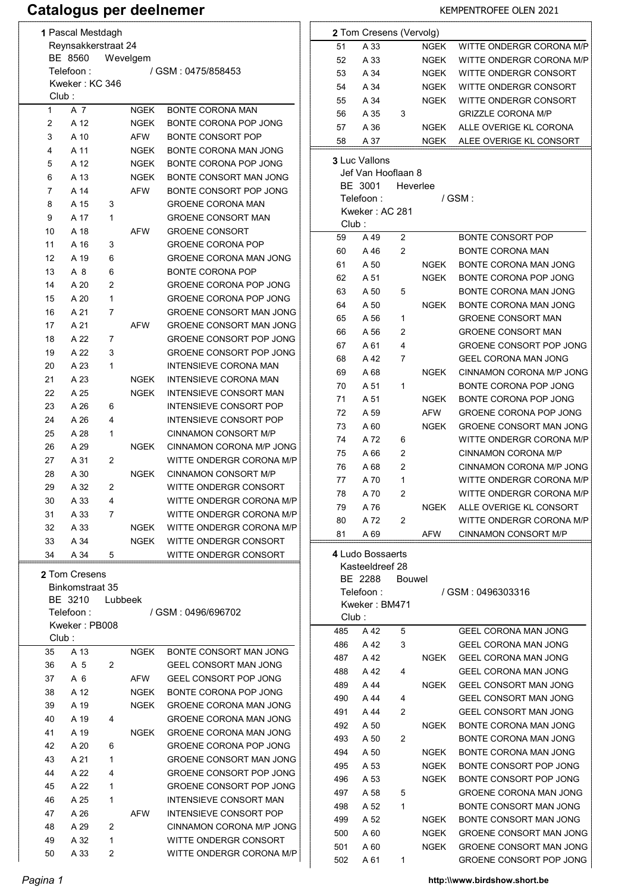# Catalogus per deelnemer

KEMPENTROFEE OLEN 2021

**1** Pascal Mestdagh
Reynsakkerstraat 24
BE 8560 Wevelgem
Telefoon : / GSM : 0475/858453
Kweker : KC 346
Club :

| Nr | Ring | Plaats | | Klasse |
|---|---|---|---|---|
| 1 | A 7 | | NGEK | BONTE CORONA MAN |
| 2 | A 12 | | NGEK | BONTE CORONA POP JONG |
| 3 | A 10 | | AFW | BONTE CONSORT POP |
| 4 | A 11 | | NGEK | BONTE CORONA MAN JONG |
| 5 | A 12 | | NGEK | BONTE CORONA POP JONG |
| 6 | A 13 | | NGEK | BONTE CONSORT MAN JONG |
| 7 | A 14 | | AFW | BONTE CONSORT POP JONG |
| 8 | A 15 | 3 | | GROENE CORONA MAN |
| 9 | A 17 | 1 | | GROENE CONSORT MAN |
| 10 | A 18 | | AFW | GROENE CONSORT |
| 11 | A 16 | 3 | | GROENE CORONA POP |
| 12 | A 19 | 6 | | GROENE CORONA MAN JONG |
| 13 | A 8 | 6 | | BONTE CORONA POP |
| 14 | A 20 | 2 | | GROENE CORONA POP JONG |
| 15 | A 20 | 1 | | GROENE CORONA POP JONG |
| 16 | A 21 | 7 | | GROENE CONSORT MAN JONG |
| 17 | A 21 | | AFW | GROENE CONSORT MAN JONG |
| 18 | A 22 | 7 | | GROENE CONSORT POP JONG |
| 19 | A 22 | 3 | | GROENE CONSORT POP JONG |
| 20 | A 23 | 1 | | INTENSIEVE CORONA MAN |
| 21 | A 23 | | NGEK | INTENSIEVE CORONA MAN |
| 22 | A 25 | | NGEK | INTENSIEVE CONSORT MAN |
| 23 | A 26 | 6 | | INTENSIEVE CONSORT POP |
| 24 | A 26 | 4 | | INTENSIEVE CONSORT POP |
| 25 | A 28 | 1 | | CINNAMON CONSORT M/P |
| 26 | A 29 | | NGEK | CINNAMON CORONA M/P JONG |
| 27 | A 31 | 2 | | WITTE ONDERGR CORONA M/P |
| 28 | A 30 | | NGEK | CINNAMON CONSORT M/P |
| 29 | A 32 | 2 | | WITTE ONDERGR CONSORT |
| 30 | A 33 | 4 | | WITTE ONDERGR CORONA M/P |
| 31 | A 33 | 7 | | WITTE ONDERGR CORONA M/P |
| 32 | A 33 | | NGEK | WITTE ONDERGR CORONA M/P |
| 33 | A 34 | | NGEK | WITTE ONDERGR CONSORT |
| 34 | A 34 | 5 | | WITTE ONDERGR CONSORT |

**2** Tom Cresens
Binkomstraat 35
BE 3210 Lubbeek
Telefoon : / GSM : 0496/696702
Kweker : PB008
Club :

| Nr | Ring | Plaats | | Klasse |
|---|---|---|---|---|
| 35 | A 13 | | NGEK | BONTE CONSORT MAN JONG |
| 36 | A 5 | 2 | | GEEL CONSORT MAN JONG |
| 37 | A 6 | | AFW | GEEL CONSORT POP JONG |
| 38 | A 12 | | NGEK | BONTE CORONA POP JONG |
| 39 | A 19 | | NGEK | GROENE CORONA MAN JONG |
| 40 | A 19 | 4 | | GROENE CORONA MAN JONG |
| 41 | A 19 | | NGEK | GROENE CORONA MAN JONG |
| 42 | A 20 | 6 | | GROENE CORONA POP JONG |
| 43 | A 21 | 1 | | GROENE CONSORT MAN JONG |
| 44 | A 22 | 4 | | GROENE CONSORT POP JONG |
| 45 | A 22 | 1 | | GROENE CONSORT POP JONG |
| 46 | A 25 | 1 | | INTENSIEVE CONSORT MAN |
| 47 | A 26 | | AFW | INTENSIEVE CONSORT POP |
| 48 | A 29 | 2 | | CINNAMON CORONA M/P JONG |
| 49 | A 32 | 1 | | WITTE ONDERGR CONSORT |
| 50 | A 33 | 2 | | WITTE ONDERGR CORONA M/P |

**2** Tom Cresens (Vervolg)

| Nr | Ring | Plaats | | Klasse |
|---|---|---|---|---|
| 51 | A 33 | | NGEK | WITTE ONDERGR CORONA M/P |
| 52 | A 33 | | NGEK | WITTE ONDERGR CORONA M/P |
| 53 | A 34 | | NGEK | WITTE ONDERGR CONSORT |
| 54 | A 34 | | NGEK | WITTE ONDERGR CONSORT |
| 55 | A 34 | | NGEK | WITTE ONDERGR CONSORT |
| 56 | A 35 | 3 | | GRIZZLE CORONA M/P |
| 57 | A 36 | | NGEK | ALLE OVERIGE KL CORONA |
| 58 | A 37 | | NGEK | ALEE OVERIGE KL CONSORT |

**3** Luc Vallons
Jef Van Hooflaan 8
BE 3001 Heverlee
Telefoon : / GSM :
Kweker : AC 281
Club :

| Nr | Ring | Plaats | | Klasse |
|---|---|---|---|---|
| 59 | A 49 | 2 | | BONTE CONSORT POP |
| 60 | A 46 | 2 | | BONTE CORONA MAN |
| 61 | A 50 | | NGEK | BONTE CORONA MAN JONG |
| 62 | A 51 | | NGEK | BONTE CORONA POP JONG |
| 63 | A 50 | 5 | | BONTE CORONA MAN JONG |
| 64 | A 50 | | NGEK | BONTE CORONA MAN JONG |
| 65 | A 56 | 1 | | GROENE CONSORT MAN |
| 66 | A 56 | 2 | | GROENE CONSORT MAN |
| 67 | A 61 | 4 | | GROENE CONSORT POP JONG |
| 68 | A 42 | 7 | | GEEL CORONA MAN JONG |
| 69 | A 68 | | NGEK | CINNAMON CORONA M/P JONG |
| 70 | A 51 | 1 | | BONTE CORONA POP JONG |
| 71 | A 51 | | NGEK | BONTE CORONA POP JONG |
| 72 | A 59 | | AFW | GROENE CORONA POP JONG |
| 73 | A 60 | | NGEK | GROENE CONSORT MAN JONG |
| 74 | A 72 | 6 | | WITTE ONDERGR CORONA M/P |
| 75 | A 66 | 2 | | CINNAMON CORONA M/P |
| 76 | A 68 | 2 | | CINNAMON CORONA M/P JONG |
| 77 | A 70 | 1 | | WITTE ONDERGR CORONA M/P |
| 78 | A 70 | 2 | | WITTE ONDERGR CORONA M/P |
| 79 | A 76 | | NGEK | ALLE OVERIGE KL CONSORT |
| 80 | A 72 | 2 | | WITTE ONDERGR CORONA M/P |
| 81 | A 69 | | AFW | CINNAMON CONSORT M/P |

**4** Ludo Bossaerts
Kasteeldreef 28
BE 2288 Bouwel
Telefoon : / GSM : 0496303316
Kweker : BM471
Club :

| Nr | Ring | Plaats | | Klasse |
|---|---|---|---|---|
| 485 | A 42 | 5 | | GEEL CORONA MAN JONG |
| 486 | A 42 | 3 | | GEEL CORONA MAN JONG |
| 487 | A 42 | | NGEK | GEEL CORONA MAN JONG |
| 488 | A 42 | 4 | | GEEL CORONA MAN JONG |
| 489 | A 44 | | NGEK | GEEL CONSORT MAN JONG |
| 490 | A 44 | 4 | | GEEL CONSORT MAN JONG |
| 491 | A 44 | 2 | | GEEL CONSORT MAN JONG |
| 492 | A 50 | | NGEK | BONTE CORONA MAN JONG |
| 493 | A 50 | 2 | | BONTE CORONA MAN JONG |
| 494 | A 50 | | NGEK | BONTE CORONA MAN JONG |
| 495 | A 53 | | NGEK | BONTE CONSORT POP JONG |
| 496 | A 53 | | NGEK | BONTE CONSORT POP JONG |
| 497 | A 58 | 5 | | GROENE CORONA MAN JONG |
| 498 | A 52 | 1 | | BONTE CONSORT MAN JONG |
| 499 | A 52 | | NGEK | BONTE CONSORT MAN JONG |
| 500 | A 60 | | NGEK | GROENE CONSORT MAN JONG |
| 501 | A 60 | | NGEK | GROENE CONSORT MAN JONG |
| 502 | A 61 | 1 | | GROENE CONSORT POP JONG |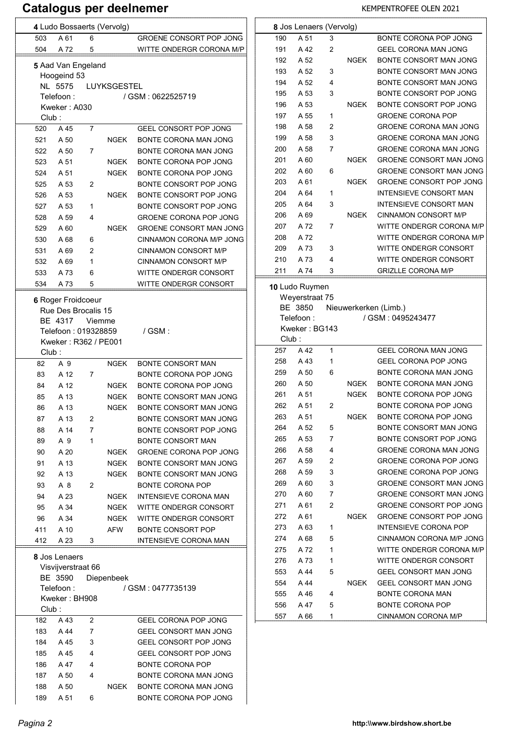# Catalogus per deelnemer

KEMPENTROFEE OLEN 2021

**4** Ludo Bossaerts (Vervolg)

| | | | | |
|---|---|---|---|---|
| 503 | A 61 | 6 | | GROENE CONSORT POP JONG |
| 504 | A 72 | 5 | | WITTE ONDERGR CORONA M/P |

**5** Aad Van Engeland
Hoogeind 53
NL 5575 LUYKSGESTEL
Telefoon : / GSM : 0622525719
Kweker : A030
Club :

| | | | | |
|---|---|---|---|---|
| 520 | A 45 | 7 | | GEEL CONSORT POP JONG |
| 521 | A 50 | | NGEK | BONTE CORONA MAN JONG |
| 522 | A 50 | 7 | | BONTE CORONA MAN JONG |
| 523 | A 51 | | NGEK | BONTE CORONA POP JONG |
| 524 | A 51 | | NGEK | BONTE CORONA POP JONG |
| 525 | A 53 | 2 | | BONTE CONSORT POP JONG |
| 526 | A 53 | | NGEK | BONTE CONSORT POP JONG |
| 527 | A 53 | 1 | | BONTE CONSORT POP JONG |
| 528 | A 59 | 4 | | GROENE CORONA POP JONG |
| 529 | A 60 | | NGEK | GROENE CONSORT MAN JONG |
| 530 | A 68 | 6 | | CINNAMON CORONA M/P JONG |
| 531 | A 69 | 2 | | CINNAMON CONSORT M/P |
| 532 | A 69 | 1 | | CINNAMON CONSORT M/P |
| 533 | A 73 | 6 | | WITTE ONDERGR CONSORT |
| 534 | A 73 | 5 | | WITTE ONDERGR CONSORT |

**6** Roger Froidcoeur
Rue Des Brocalis 15
BE 4317 Viemme
Telefoon : 019328859 / GSM :
Kweker : R362 / PE001
Club :

| | | | | |
|---|---|---|---|---|
| 82 | A 9 | | NGEK | BONTE CONSORT MAN |
| 83 | A 12 | 7 | | BONTE CORONA POP JONG |
| 84 | A 12 | | NGEK | BONTE CORONA POP JONG |
| 85 | A 13 | | NGEK | BONTE CONSORT MAN JONG |
| 86 | A 13 | | NGEK | BONTE CONSORT MAN JONG |
| 87 | A 13 | 2 | | BONTE CONSORT MAN JONG |
| 88 | A 14 | 7 | | BONTE CONSORT POP JONG |
| 89 | A 9 | 1 | | BONTE CONSORT MAN |
| 90 | A 20 | | NGEK | GROENE CORONA POP JONG |
| 91 | A 13 | | NGEK | BONTE CONSORT MAN JONG |
| 92 | A 13 | | NGEK | BONTE CONSORT MAN JONG |
| 93 | A 8 | 2 | | BONTE CORONA POP |
| 94 | A 23 | | NGEK | INTENSIEVE CORONA MAN |
| 95 | A 34 | | NGEK | WITTE ONDERGR CONSORT |
| 96 | A 34 | | NGEK | WITTE ONDERGR CONSORT |
| 411 | A 10 | | AFW | BONTE CONSORT POP |
| 412 | A 23 | 3 | | INTENSIEVE CORONA MAN |

**8** Jos Lenaers
Visvijverstraat 66
BE 3590 Diepenbeek
Telefoon : / GSM : 0477735139
Kweker : BH908
Club :

| | | | | |
|---|---|---|---|---|
| 182 | A 43 | 2 | | GEEL CORONA POP JONG |
| 183 | A 44 | 7 | | GEEL CONSORT MAN JONG |
| 184 | A 45 | 3 | | GEEL CONSORT POP JONG |
| 185 | A 45 | 4 | | GEEL CONSORT POP JONG |
| 186 | A 47 | 4 | | BONTE CORONA POP |
| 187 | A 50 | 4 | | BONTE CORONA MAN JONG |
| 188 | A 50 | | NGEK | BONTE CORONA MAN JONG |
| 189 | A 51 | 6 | | BONTE CORONA POP JONG |

**8** Jos Lenaers (Vervolg)

| | | | | |
|---|---|---|---|---|
| 190 | A 51 | 3 | | BONTE CORONA POP JONG |
| 191 | A 42 | 2 | | GEEL CORONA MAN JONG |
| 192 | A 52 | | NGEK | BONTE CONSORT MAN JONG |
| 193 | A 52 | 3 | | BONTE CONSORT MAN JONG |
| 194 | A 52 | 4 | | BONTE CONSORT MAN JONG |
| 195 | A 53 | 3 | | BONTE CONSORT POP JONG |
| 196 | A 53 | | NGEK | BONTE CONSORT POP JONG |
| 197 | A 55 | 1 | | GROENE CORONA POP |
| 198 | A 58 | 2 | | GROENE CORONA MAN JONG |
| 199 | A 58 | 3 | | GROENE CORONA MAN JONG |
| 200 | A 58 | 7 | | GROENE CORONA MAN JONG |
| 201 | A 60 | | NGEK | GROENE CONSORT MAN JONG |
| 202 | A 60 | 6 | | GROENE CONSORT MAN JONG |
| 203 | A 61 | | NGEK | GROENE CONSORT POP JONG |
| 204 | A 64 | 1 | | INTENSIEVE CONSORT MAN |
| 205 | A 64 | 3 | | INTENSIEVE CONSORT MAN |
| 206 | A 69 | | NGEK | CINNAMON CONSORT M/P |
| 207 | A 72 | 7 | | WITTE ONDERGR CORONA M/P |
| 208 | A 72 | | | WITTE ONDERGR CORONA M/P |
| 209 | A 73 | 3 | | WITTE ONDERGR CONSORT |
| 210 | A 73 | 4 | | WITTE ONDERGR CONSORT |
| 211 | A 74 | 3 | | GRIZLLE CORONA M/P |

**10** Ludo Ruymen
Weyerstraat 75
BE 3850 Nieuwerkerken (Limb.)
Telefoon : / GSM : 0495243477
Kweker : BG143
Club :

| | | | | |
|---|---|---|---|---|
| 257 | A 42 | 1 | | GEEL CORONA MAN JONG |
| 258 | A 43 | 1 | | GEEL CORONA POP JONG |
| 259 | A 50 | 6 | | BONTE CORONA MAN JONG |
| 260 | A 50 | | NGEK | BONTE CORONA MAN JONG |
| 261 | A 51 | | NGEK | BONTE CORONA POP JONG |
| 262 | A 51 | 2 | | BONTE CORONA POP JONG |
| 263 | A 51 | | NGEK | BONTE CORONA POP JONG |
| 264 | A 52 | 5 | | BONTE CONSORT MAN JONG |
| 265 | A 53 | 7 | | BONTE CONSORT POP JONG |
| 266 | A 58 | 4 | | GROENE CORONA MAN JONG |
| 267 | A 59 | 2 | | GROENE CORONA POP JONG |
| 268 | A 59 | 3 | | GROENE CORONA POP JONG |
| 269 | A 60 | 3 | | GROENE CONSORT MAN JONG |
| 270 | A 60 | 7 | | GROENE CONSORT MAN JONG |
| 271 | A 61 | 2 | | GROENE CONSORT POP JONG |
| 272 | A 61 | | NGEK | GROENE CONSORT POP JONG |
| 273 | A 63 | 1 | | INTENSIEVE CORONA POP |
| 274 | A 68 | 5 | | CINNAMON CORONA M/P JONG |
| 275 | A 72 | 1 | | WITTE ONDERGR CORONA M/P |
| 276 | A 73 | 1 | | WITTE ONDERGR CONSORT |
| 553 | A 44 | 5 | | GEEL CONSORT MAN JONG |
| 554 | A 44 | | NGEK | GEEL CONSORT MAN JONG |
| 555 | A 46 | 4 | | BONTE CORONA MAN |
| 556 | A 47 | 5 | | BONTE CORONA POP |
| 557 | A 66 | 1 | | CINNAMON CORONA M/P |

http:\\www.birdshow.short.be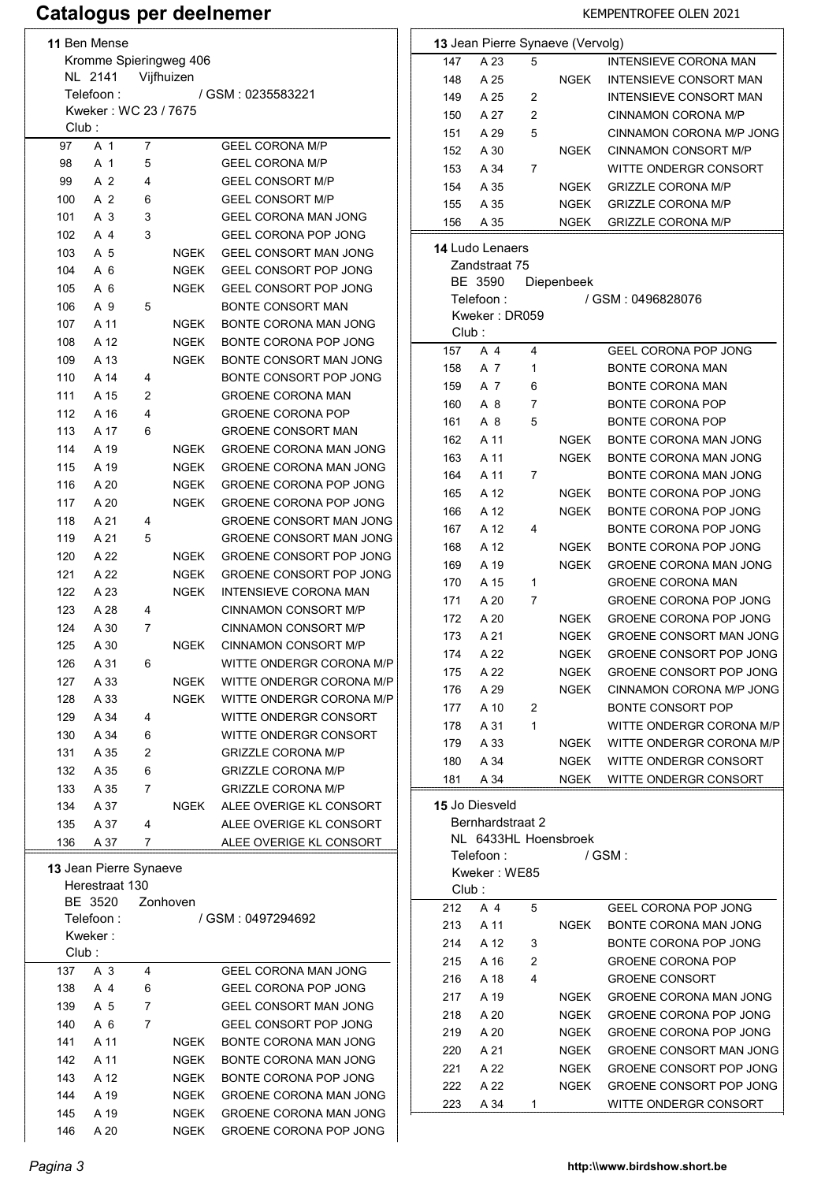# Catalogus per deelnemer

**11** Ben Mense
Kromme Spieringweg 406
NL 2141 Vijfhuizen
Telefoon : / GSM : 0235583221
Kweker : WC 23 / 7675
Club :

| Nr | Klasse | Pred. | NGEK | Omschrijving |
|---|---|---|---|---|
| 97 | A 1 | 7 | | GEEL CORONA M/P |
| 98 | A 1 | 5 | | GEEL CORONA M/P |
| 99 | A 2 | 4 | | GEEL CONSORT M/P |
| 100 | A 2 | 6 | | GEEL CONSORT M/P |
| 101 | A 3 | 3 | | GEEL CORONA MAN JONG |
| 102 | A 4 | 3 | | GEEL CORONA POP JONG |
| 103 | A 5 | | NGEK | GEEL CONSORT MAN JONG |
| 104 | A 6 | | NGEK | GEEL CONSORT POP JONG |
| 105 | A 6 | | NGEK | GEEL CONSORT POP JONG |
| 106 | A 9 | 5 | | BONTE CONSORT MAN |
| 107 | A 11 | | NGEK | BONTE CORONA MAN JONG |
| 108 | A 12 | | NGEK | BONTE CORONA POP JONG |
| 109 | A 13 | | NGEK | BONTE CONSORT MAN JONG |
| 110 | A 14 | 4 | | BONTE CONSORT POP JONG |
| 111 | A 15 | 2 | | GROENE CORONA MAN |
| 112 | A 16 | 4 | | GROENE CORONA POP |
| 113 | A 17 | 6 | | GROENE CONSORT MAN |
| 114 | A 19 | | NGEK | GROENE CORONA MAN JONG |
| 115 | A 19 | | NGEK | GROENE CORONA MAN JONG |
| 116 | A 20 | | NGEK | GROENE CORONA POP JONG |
| 117 | A 20 | | NGEK | GROENE CORONA POP JONG |
| 118 | A 21 | 4 | | GROENE CONSORT MAN JONG |
| 119 | A 21 | 5 | | GROENE CONSORT MAN JONG |
| 120 | A 22 | | NGEK | GROENE CONSORT POP JONG |
| 121 | A 22 | | NGEK | GROENE CONSORT POP JONG |
| 122 | A 23 | | NGEK | INTENSIEVE CORONA MAN |
| 123 | A 28 | 4 | | CINNAMON CONSORT M/P |
| 124 | A 30 | 7 | | CINNAMON CONSORT M/P |
| 125 | A 30 | | NGEK | CINNAMON CONSORT M/P |
| 126 | A 31 | 6 | | WITTE ONDERGR CORONA M/P |
| 127 | A 33 | | NGEK | WITTE ONDERGR CORONA M/P |
| 128 | A 33 | | NGEK | WITTE ONDERGR CORONA M/P |
| 129 | A 34 | 4 | | WITTE ONDERGR CONSORT |
| 130 | A 34 | 6 | | WITTE ONDERGR CONSORT |
| 131 | A 35 | 2 | | GRIZZLE CORONA M/P |
| 132 | A 35 | 6 | | GRIZZLE CORONA M/P |
| 133 | A 35 | 7 | | GRIZZLE CORONA M/P |
| 134 | A 37 | | NGEK | ALEE OVERIGE KL CONSORT |
| 135 | A 37 | 4 | | ALEE OVERIGE KL CONSORT |
| 136 | A 37 | 7 | | ALEE OVERIGE KL CONSORT |

**13** Jean Pierre Synaeve
Herestraat 130
BE 3520 Zonhoven
Telefoon : / GSM : 0497294692
Kweker :
Club :

| Nr | Klasse | Pred. | NGEK | Omschrijving |
|---|---|---|---|---|
| 137 | A 3 | 4 | | GEEL CORONA MAN JONG |
| 138 | A 4 | 6 | | GEEL CORONA POP JONG |
| 139 | A 5 | 7 | | GEEL CONSORT MAN JONG |
| 140 | A 6 | 7 | | GEEL CONSORT POP JONG |
| 141 | A 11 | | NGEK | BONTE CORONA MAN JONG |
| 142 | A 11 | | NGEK | BONTE CORONA MAN JONG |
| 143 | A 12 | | NGEK | BONTE CORONA POP JONG |
| 144 | A 19 | | NGEK | GROENE CORONA MAN JONG |
| 145 | A 19 | | NGEK | GROENE CORONA MAN JONG |
| 146 | A 20 | | NGEK | GROENE CORONA POP JONG |

**13** Jean Pierre Synaeve (Vervolg)

| Nr | Klasse | Pred. | NGEK | Omschrijving |
|---|---|---|---|---|
| 147 | A 23 | 5 | | INTENSIEVE CORONA MAN |
| 148 | A 25 | | NGEK | INTENSIEVE CONSORT MAN |
| 149 | A 25 | 2 | | INTENSIEVE CONSORT MAN |
| 150 | A 27 | 2 | | CINNAMON CORONA M/P |
| 151 | A 29 | 5 | | CINNAMON CORONA M/P JONG |
| 152 | A 30 | | NGEK | CINNAMON CONSORT M/P |
| 153 | A 34 | 7 | | WITTE ONDERGR CONSORT |
| 154 | A 35 | | NGEK | GRIZZLE CORONA M/P |
| 155 | A 35 | | NGEK | GRIZZLE CORONA M/P |
| 156 | A 35 | | NGEK | GRIZZLE CORONA M/P |

**14** Ludo Lenaers
Zandstraat 75
BE 3590 Diepenbeek
Telefoon : / GSM : 0496828076
Kweker : DR059
Club :

| Nr | Klasse | Pred. | NGEK | Omschrijving |
|---|---|---|---|---|
| 157 | A 4 | 4 | | GEEL CORONA POP JONG |
| 158 | A 7 | 1 | | BONTE CORONA MAN |
| 159 | A 7 | 6 | | BONTE CORONA MAN |
| 160 | A 8 | 7 | | BONTE CORONA POP |
| 161 | A 8 | 5 | | BONTE CORONA POP |
| 162 | A 11 | | NGEK | BONTE CORONA MAN JONG |
| 163 | A 11 | | NGEK | BONTE CORONA MAN JONG |
| 164 | A 11 | 7 | | BONTE CORONA MAN JONG |
| 165 | A 12 | | NGEK | BONTE CORONA POP JONG |
| 166 | A 12 | | NGEK | BONTE CORONA POP JONG |
| 167 | A 12 | 4 | | BONTE CORONA POP JONG |
| 168 | A 12 | | NGEK | BONTE CORONA POP JONG |
| 169 | A 19 | | NGEK | GROENE CORONA MAN JONG |
| 170 | A 15 | 1 | | GROENE CORONA MAN |
| 171 | A 20 | 7 | | GROENE CORONA POP JONG |
| 172 | A 20 | | NGEK | GROENE CORONA POP JONG |
| 173 | A 21 | | NGEK | GROENE CONSORT MAN JONG |
| 174 | A 22 | | NGEK | GROENE CONSORT POP JONG |
| 175 | A 22 | | NGEK | GROENE CONSORT POP JONG |
| 176 | A 29 | | NGEK | CINNAMON CORONA M/P JONG |
| 177 | A 10 | 2 | | BONTE CONSORT POP |
| 178 | A 31 | 1 | | WITTE ONDERGR CORONA M/P |
| 179 | A 33 | | NGEK | WITTE ONDERGR CORONA M/P |
| 180 | A 34 | | NGEK | WITTE ONDERGR CONSORT |
| 181 | A 34 | | NGEK | WITTE ONDERGR CONSORT |

**15** Jo Diesveld
Bernhardstraat 2
NL 6433HL Hoensbroek
Telefoon : / GSM :
Kweker : WE85
Club :

| Nr | Klasse | Pred. | NGEK | Omschrijving |
|---|---|---|---|---|
| 212 | A 4 | 5 | | GEEL CORONA POP JONG |
| 213 | A 11 | | NGEK | BONTE CORONA MAN JONG |
| 214 | A 12 | 3 | | BONTE CORONA POP JONG |
| 215 | A 16 | 2 | | GROENE CORONA POP |
| 216 | A 18 | 4 | | GROENE CONSORT |
| 217 | A 19 | | NGEK | GROENE CORONA MAN JONG |
| 218 | A 20 | | NGEK | GROENE CORONA POP JONG |
| 219 | A 20 | | NGEK | GROENE CORONA POP JONG |
| 220 | A 21 | | NGEK | GROENE CONSORT MAN JONG |
| 221 | A 22 | | NGEK | GROENE CONSORT POP JONG |
| 222 | A 22 | | NGEK | GROENE CONSORT POP JONG |
| 223 | A 34 | 1 | | WITTE ONDERGR CONSORT |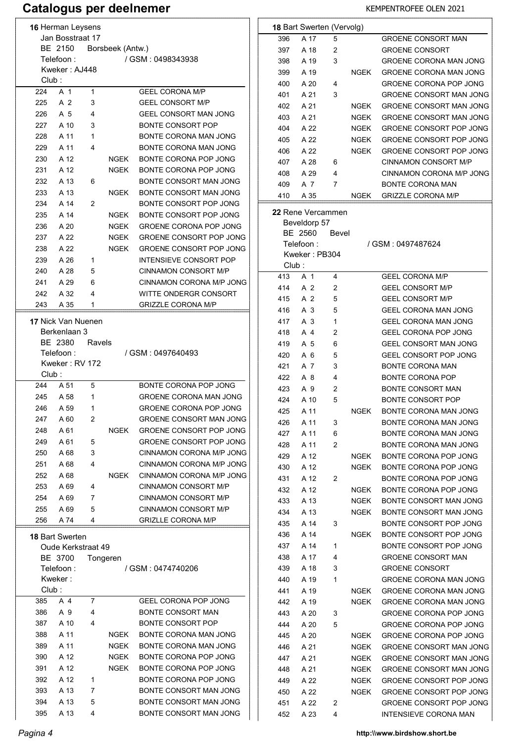# Catalogus per deelnemer

**16** Herman Leysens
Jan Bosstraat 17
BE 2150 Borsbeek (Antw.)
Telefoon : / GSM : 0498343938
Kweker : AJ448
Club :

| | | | | |
|---|---|---|---|---|
| 224 | A 1 | 1 | | GEEL CORONA M/P |
| 225 | A 2 | 3 | | GEEL CONSORT M/P |
| 226 | A 5 | 4 | | GEEL CONSORT MAN JONG |
| 227 | A 10 | 3 | | BONTE CONSORT POP |
| 228 | A 11 | 1 | | BONTE CORONA MAN JONG |
| 229 | A 11 | 4 | | BONTE CORONA MAN JONG |
| 230 | A 12 | | NGEK | BONTE CORONA POP JONG |
| 231 | A 12 | | NGEK | BONTE CORONA POP JONG |
| 232 | A 13 | 6 | | BONTE CONSORT MAN JONG |
| 233 | A 13 | | NGEK | BONTE CONSORT MAN JONG |
| 234 | A 14 | 2 | | BONTE CONSORT POP JONG |
| 235 | A 14 | | NGEK | BONTE CONSORT POP JONG |
| 236 | A 20 | | NGEK | GROENE CORONA POP JONG |
| 237 | A 22 | | NGEK | GROENE CONSORT POP JONG |
| 238 | A 22 | | NGEK | GROENE CONSORT POP JONG |
| 239 | A 26 | 1 | | INTENSIEVE CONSORT POP |
| 240 | A 28 | 5 | | CINNAMON CONSORT M/P |
| 241 | A 29 | 6 | | CINNAMON CORONA M/P JONG |
| 242 | A 32 | 4 | | WITTE ONDERGR CONSORT |
| 243 | A 35 | 1 | | GRIZZLE CORONA M/P |

**17** Nick Van Nuenen
Berkenlaan 3
BE 2380 Ravels
Telefoon : / GSM : 0497640493
Kweker : RV 172
Club :

| | | | | |
|---|---|---|---|---|
| 244 | A 51 | 5 | | BONTE CORONA POP JONG |
| 245 | A 58 | 1 | | GROENE CORONA MAN JONG |
| 246 | A 59 | 1 | | GROENE CORONA POP JONG |
| 247 | A 60 | 2 | | GROENE CONSORT MAN JONG |
| 248 | A 61 | | NGEK | GROENE CONSORT POP JONG |
| 249 | A 61 | 5 | | GROENE CONSORT POP JONG |
| 250 | A 68 | 3 | | CINNAMON CORONA M/P JONG |
| 251 | A 68 | 4 | | CINNAMON CORONA M/P JONG |
| 252 | A 68 | | NGEK | CINNAMON CORONA M/P JONG |
| 253 | A 69 | 4 | | CINNAMON CONSORT M/P |
| 254 | A 69 | 7 | | CINNAMON CONSORT M/P |
| 255 | A 69 | 5 | | CINNAMON CONSORT M/P |
| 256 | A 74 | 4 | | GRIZLLE CORONA M/P |

**18** Bart Swerten
Oude Kerkstraat 49
BE 3700 Tongeren
Telefoon : / GSM : 0474740206
Kweker :
Club :

| | | | | |
|---|---|---|---|---|
| 385 | A 4 | 7 | | GEEL CORONA POP JONG |
| 386 | A 9 | 4 | | BONTE CONSORT MAN |
| 387 | A 10 | 4 | | BONTE CONSORT POP |
| 388 | A 11 | | NGEK | BONTE CORONA MAN JONG |
| 389 | A 11 | | NGEK | BONTE CORONA MAN JONG |
| 390 | A 12 | | NGEK | BONTE CORONA POP JONG |
| 391 | A 12 | | NGEK | BONTE CORONA POP JONG |
| 392 | A 12 | 1 | | BONTE CORONA POP JONG |
| 393 | A 13 | 7 | | BONTE CONSORT MAN JONG |
| 394 | A 13 | 5 | | BONTE CONSORT MAN JONG |
| 395 | A 13 | 4 | | BONTE CONSORT MAN JONG |

**18** Bart Swerten (Vervolg)

| | | | | |
|---|---|---|---|---|
| 396 | A 17 | 5 | | GROENE CONSORT MAN |
| 397 | A 18 | 2 | | GROENE CONSORT |
| 398 | A 19 | 3 | | GROENE CORONA MAN JONG |
| 399 | A 19 | | NGEK | GROENE CORONA MAN JONG |
| 400 | A 20 | 4 | | GROENE CORONA POP JONG |
| 401 | A 21 | 3 | | GROENE CONSORT MAN JONG |
| 402 | A 21 | | NGEK | GROENE CONSORT MAN JONG |
| 403 | A 21 | | NGEK | GROENE CONSORT MAN JONG |
| 404 | A 22 | | NGEK | GROENE CONSORT POP JONG |
| 405 | A 22 | | NGEK | GROENE CONSORT POP JONG |
| 406 | A 22 | | NGEK | GROENE CONSORT POP JONG |
| 407 | A 28 | 6 | | CINNAMON CONSORT M/P |
| 408 | A 29 | 4 | | CINNAMON CORONA M/P JONG |
| 409 | A 7 | 7 | | BONTE CORONA MAN |
| 410 | A 35 | | NGEK | GRIZZLE CORONA M/P |

**22** Rene Vercammen
Beveldorp 57
BE 2560 Bevel
Telefoon : / GSM : 0497487624
Kweker : PB304
Club :

| | | | | |
|---|---|---|---|---|
| 413 | A 1 | 4 | | GEEL CORONA M/P |
| 414 | A 2 | 2 | | GEEL CONSORT M/P |
| 415 | A 2 | 5 | | GEEL CONSORT M/P |
| 416 | A 3 | 5 | | GEEL CORONA MAN JONG |
| 417 | A 3 | 1 | | GEEL CORONA MAN JONG |
| 418 | A 4 | 2 | | GEEL CORONA POP JONG |
| 419 | A 5 | 6 | | GEEL CONSORT MAN JONG |
| 420 | A 6 | 5 | | GEEL CONSORT POP JONG |
| 421 | A 7 | 3 | | BONTE CORONA MAN |
| 422 | A 8 | 4 | | BONTE CORONA POP |
| 423 | A 9 | 2 | | BONTE CONSORT MAN |
| 424 | A 10 | 5 | | BONTE CONSORT POP |
| 425 | A 11 | | NGEK | BONTE CORONA MAN JONG |
| 426 | A 11 | 3 | | BONTE CORONA MAN JONG |
| 427 | A 11 | 6 | | BONTE CORONA MAN JONG |
| 428 | A 11 | 2 | | BONTE CORONA MAN JONG |
| 429 | A 12 | | NGEK | BONTE CORONA POP JONG |
| 430 | A 12 | | NGEK | BONTE CORONA POP JONG |
| 431 | A 12 | 2 | | BONTE CORONA POP JONG |
| 432 | A 12 | | NGEK | BONTE CORONA POP JONG |
| 433 | A 13 | | NGEK | BONTE CONSORT MAN JONG |
| 434 | A 13 | | NGEK | BONTE CONSORT MAN JONG |
| 435 | A 14 | 3 | | BONTE CONSORT POP JONG |
| 436 | A 14 | | NGEK | BONTE CONSORT POP JONG |
| 437 | A 14 | 1 | | BONTE CONSORT POP JONG |
| 438 | A 17 | 4 | | GROENE CONSORT MAN |
| 439 | A 18 | 3 | | GROENE CONSORT |
| 440 | A 19 | 1 | | GROENE CORONA MAN JONG |
| 441 | A 19 | | NGEK | GROENE CORONA MAN JONG |
| 442 | A 19 | | NGEK | GROENE CORONA MAN JONG |
| 443 | A 20 | 3 | | GROENE CORONA POP JONG |
| 444 | A 20 | 5 | | GROENE CORONA POP JONG |
| 445 | A 20 | | NGEK | GROENE CORONA POP JONG |
| 446 | A 21 | | NGEK | GROENE CONSORT MAN JONG |
| 447 | A 21 | | NGEK | GROENE CONSORT MAN JONG |
| 448 | A 21 | | NGEK | GROENE CONSORT MAN JONG |
| 449 | A 22 | | NGEK | GROENE CONSORT POP JONG |
| 450 | A 22 | | NGEK | GROENE CONSORT POP JONG |
| 451 | A 22 | 2 | | GROENE CONSORT POP JONG |
| 452 | A 23 | 4 | | INTENSIEVE CORONA MAN |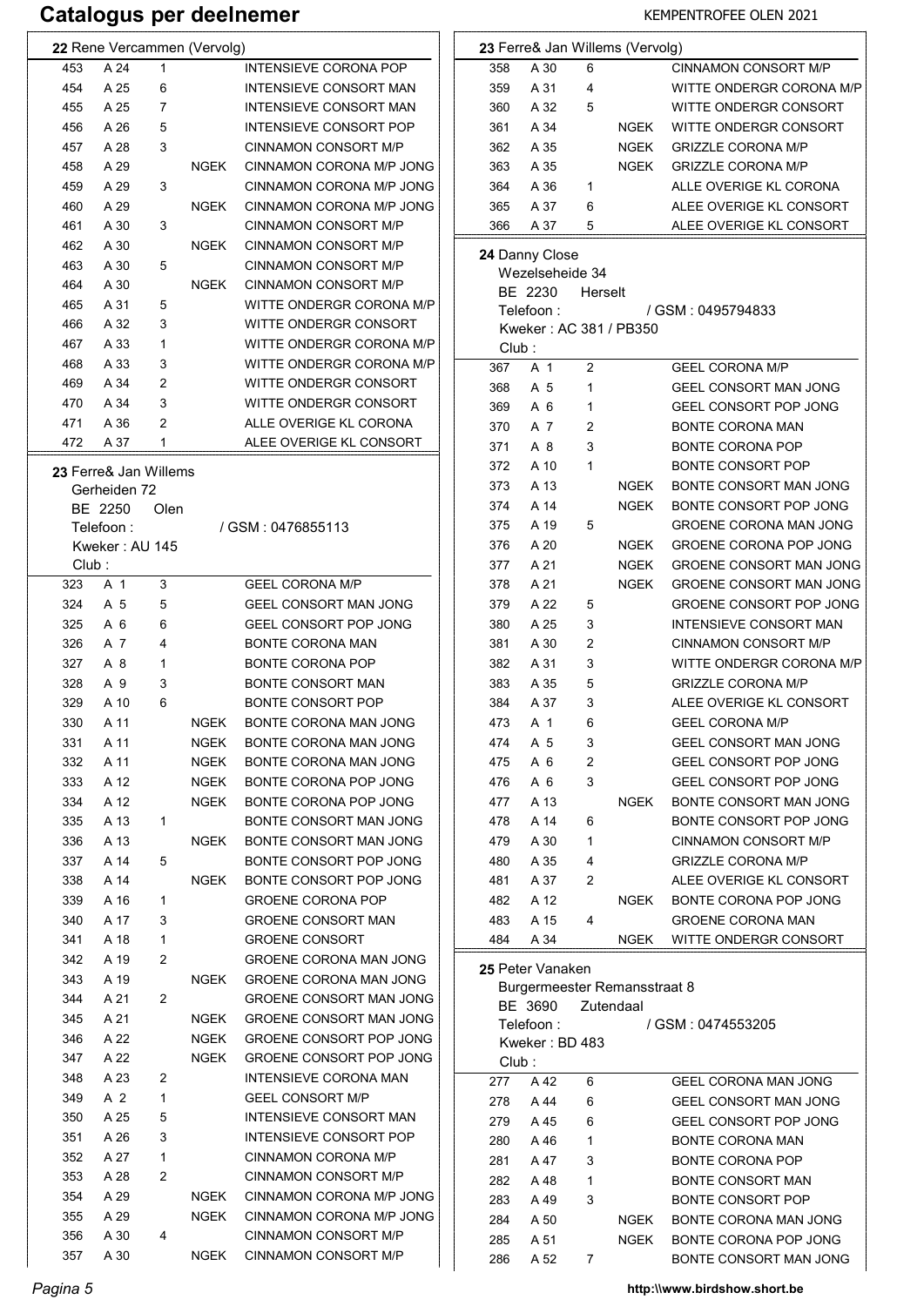# Catalogus per deelnemer

**22** Rene Vercammen (Vervolg)

| | | | | |
|---|---|---|---|---|
| 453 | A 24 | 1 | | INTENSIEVE CORONA POP |
| 454 | A 25 | 6 | | INTENSIEVE CONSORT MAN |
| 455 | A 25 | 7 | | INTENSIEVE CONSORT MAN |
| 456 | A 26 | 5 | | INTENSIEVE CONSORT POP |
| 457 | A 28 | 3 | | CINNAMON CONSORT M/P |
| 458 | A 29 | | NGEK | CINNAMON CORONA M/P JONG |
| 459 | A 29 | 3 | | CINNAMON CORONA M/P JONG |
| 460 | A 29 | | NGEK | CINNAMON CORONA M/P JONG |
| 461 | A 30 | 3 | | CINNAMON CONSORT M/P |
| 462 | A 30 | | NGEK | CINNAMON CONSORT M/P |
| 463 | A 30 | 5 | | CINNAMON CONSORT M/P |
| 464 | A 30 | | NGEK | CINNAMON CONSORT M/P |
| 465 | A 31 | 5 | | WITTE ONDERGR CORONA M/P |
| 466 | A 32 | 3 | | WITTE ONDERGR CONSORT |
| 467 | A 33 | 1 | | WITTE ONDERGR CORONA M/P |
| 468 | A 33 | 3 | | WITTE ONDERGR CORONA M/P |
| 469 | A 34 | 2 | | WITTE ONDERGR CONSORT |
| 470 | A 34 | 3 | | WITTE ONDERGR CONSORT |
| 471 | A 36 | 2 | | ALLE OVERIGE KL CORONA |
| 472 | A 37 | 1 | | ALEE OVERIGE KL CONSORT |

**23** Ferre& Jan Willems
Gerheiden 72
BE 2250 Olen
Telefoon : / GSM : 0476855113
Kweker : AU 145
Club :

| | | | | |
|---|---|---|---|---|
| 323 | A 1 | 3 | | GEEL CORONA M/P |
| 324 | A 5 | 5 | | GEEL CONSORT MAN JONG |
| 325 | A 6 | 6 | | GEEL CONSORT POP JONG |
| 326 | A 7 | 4 | | BONTE CORONA MAN |
| 327 | A 8 | 1 | | BONTE CORONA POP |
| 328 | A 9 | 3 | | BONTE CONSORT MAN |
| 329 | A 10 | 6 | | BONTE CONSORT POP |
| 330 | A 11 | | NGEK | BONTE CORONA MAN JONG |
| 331 | A 11 | | NGEK | BONTE CORONA MAN JONG |
| 332 | A 11 | | NGEK | BONTE CORONA MAN JONG |
| 333 | A 12 | | NGEK | BONTE CORONA POP JONG |
| 334 | A 12 | | NGEK | BONTE CORONA POP JONG |
| 335 | A 13 | 1 | | BONTE CONSORT MAN JONG |
| 336 | A 13 | | NGEK | BONTE CONSORT MAN JONG |
| 337 | A 14 | 5 | | BONTE CONSORT POP JONG |
| 338 | A 14 | | NGEK | BONTE CONSORT POP JONG |
| 339 | A 16 | 1 | | GROENE CORONA POP |
| 340 | A 17 | 3 | | GROENE CONSORT MAN |
| 341 | A 18 | 1 | | GROENE CONSORT |
| 342 | A 19 | 2 | | GROENE CORONA MAN JONG |
| 343 | A 19 | | NGEK | GROENE CORONA MAN JONG |
| 344 | A 21 | 2 | | GROENE CONSORT MAN JONG |
| 345 | A 21 | | NGEK | GROENE CONSORT MAN JONG |
| 346 | A 22 | | NGEK | GROENE CONSORT POP JONG |
| 347 | A 22 | | NGEK | GROENE CONSORT POP JONG |
| 348 | A 23 | 2 | | INTENSIEVE CORONA MAN |
| 349 | A 2 | 1 | | GEEL CONSORT M/P |
| 350 | A 25 | 5 | | INTENSIEVE CONSORT MAN |
| 351 | A 26 | 3 | | INTENSIEVE CONSORT POP |
| 352 | A 27 | 1 | | CINNAMON CORONA M/P |
| 353 | A 28 | 2 | | CINNAMON CONSORT M/P |
| 354 | A 29 | | NGEK | CINNAMON CORONA M/P JONG |
| 355 | A 29 | | NGEK | CINNAMON CORONA M/P JONG |
| 356 | A 30 | 4 | | CINNAMON CONSORT M/P |
| 357 | A 30 | | NGEK | CINNAMON CONSORT M/P |

**23** Ferre& Jan Willems (Vervolg)

| | | | | |
|---|---|---|---|---|
| 358 | A 30 | 6 | | CINNAMON CONSORT M/P |
| 359 | A 31 | 4 | | WITTE ONDERGR CORONA M/P |
| 360 | A 32 | 5 | | WITTE ONDERGR CONSORT |
| 361 | A 34 | | NGEK | WITTE ONDERGR CONSORT |
| 362 | A 35 | | NGEK | GRIZZLE CORONA M/P |
| 363 | A 35 | | NGEK | GRIZZLE CORONA M/P |
| 364 | A 36 | 1 | | ALLE OVERIGE KL CORONA |
| 365 | A 37 | 6 | | ALEE OVERIGE KL CONSORT |
| 366 | A 37 | 5 | | ALEE OVERIGE KL CONSORT |

**24** Danny Close
Wezelseheide 34
BE 2230 Herselt
Telefoon : / GSM : 0495794833
Kweker : AC 381 / PB350
Club :

| | | | | |
|---|---|---|---|---|
| 367 | A 1 | 2 | | GEEL CORONA M/P |
| 368 | A 5 | 1 | | GEEL CONSORT MAN JONG |
| 369 | A 6 | 1 | | GEEL CONSORT POP JONG |
| 370 | A 7 | 2 | | BONTE CORONA MAN |
| 371 | A 8 | 3 | | BONTE CORONA POP |
| 372 | A 10 | 1 | | BONTE CONSORT POP |
| 373 | A 13 | | NGEK | BONTE CONSORT MAN JONG |
| 374 | A 14 | | NGEK | BONTE CONSORT POP JONG |
| 375 | A 19 | 5 | | GROENE CORONA MAN JONG |
| 376 | A 20 | | NGEK | GROENE CORONA POP JONG |
| 377 | A 21 | | NGEK | GROENE CONSORT MAN JONG |
| 378 | A 21 | | NGEK | GROENE CONSORT MAN JONG |
| 379 | A 22 | 5 | | GROENE CONSORT POP JONG |
| 380 | A 25 | 3 | | INTENSIEVE CONSORT MAN |
| 381 | A 30 | 2 | | CINNAMON CONSORT M/P |
| 382 | A 31 | 3 | | WITTE ONDERGR CORONA M/P |
| 383 | A 35 | 5 | | GRIZZLE CORONA M/P |
| 384 | A 37 | 3 | | ALEE OVERIGE KL CONSORT |
| 473 | A 1 | 6 | | GEEL CORONA M/P |
| 474 | A 5 | 3 | | GEEL CONSORT MAN JONG |
| 475 | A 6 | 2 | | GEEL CONSORT POP JONG |
| 476 | A 6 | 3 | | GEEL CONSORT POP JONG |
| 477 | A 13 | | NGEK | BONTE CONSORT MAN JONG |
| 478 | A 14 | 6 | | BONTE CONSORT POP JONG |
| 479 | A 30 | 1 | | CINNAMON CONSORT M/P |
| 480 | A 35 | 4 | | GRIZZLE CORONA M/P |
| 481 | A 37 | 2 | | ALEE OVERIGE KL CONSORT |
| 482 | A 12 | | NGEK | BONTE CORONA POP JONG |
| 483 | A 15 | 4 | | GROENE CORONA MAN |
| 484 | A 34 | | NGEK | WITTE ONDERGR CONSORT |

**25** Peter Vanaken
Burgermeester Remansstraat 8
BE 3690 Zutendaal
Telefoon : / GSM : 0474553205
Kweker : BD 483
Club :

| | | | | |
|---|---|---|---|---|
| 277 | A 42 | 6 | | GEEL CORONA MAN JONG |
| 278 | A 44 | 6 | | GEEL CONSORT MAN JONG |
| 279 | A 45 | 6 | | GEEL CONSORT POP JONG |
| 280 | A 46 | 1 | | BONTE CORONA MAN |
| 281 | A 47 | 3 | | BONTE CORONA POP |
| 282 | A 48 | 1 | | BONTE CONSORT MAN |
| 283 | A 49 | 3 | | BONTE CONSORT POP |
| 284 | A 50 | | NGEK | BONTE CORONA MAN JONG |
| 285 | A 51 | | NGEK | BONTE CORONA POP JONG |
| 286 | A 52 | 7 | | BONTE CONSORT MAN JONG |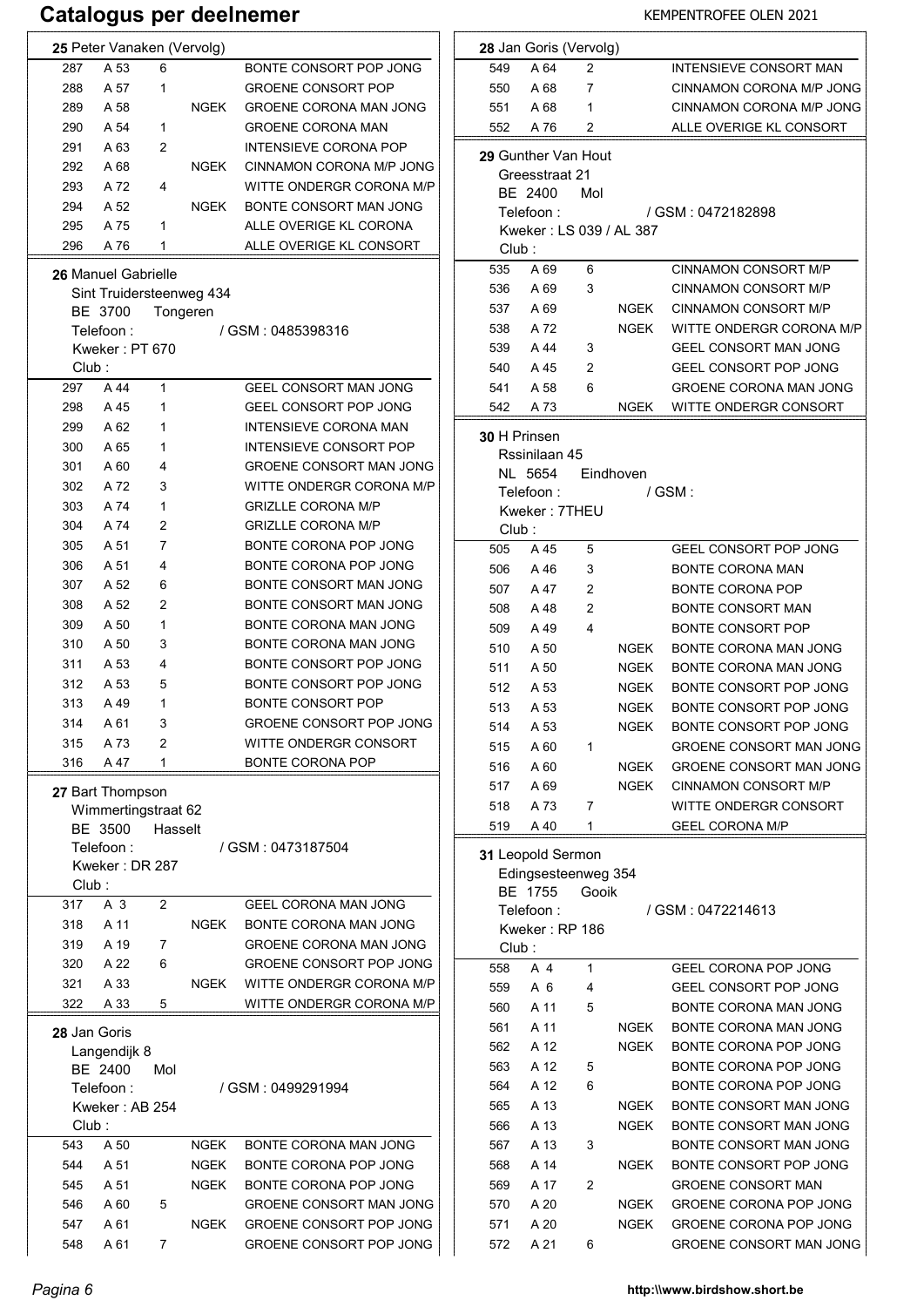# Catalogus per deelnemer

## 25 Peter Vanaken (Vervolg)

| | | | | |
|---|---|---|---|---|
| 287 | A 53 | 6 | | BONTE CONSORT POP JONG |
| 288 | A 57 | 1 | | GROENE CONSORT POP |
| 289 | A 58 | | NGEK | GROENE CORONA MAN JONG |
| 290 | A 54 | 1 | | GROENE CORONA MAN |
| 291 | A 63 | 2 | | INTENSIEVE CORONA POP |
| 292 | A 68 | | NGEK | CINNAMON CORONA M/P JONG |
| 293 | A 72 | 4 | | WITTE ONDERGR CORONA M/P |
| 294 | A 52 | | NGEK | BONTE CONSORT MAN JONG |
| 295 | A 75 | 1 | | ALLE OVERIGE KL CORONA |
| 296 | A 76 | 1 | | ALLE OVERIGE KL CONSORT |

## 26 Manuel Gabrielle

Sint Truidersteenweg 434
BE 3700 Tongeren
Telefoon : / GSM : 0485398316
Kweker : PT 670
Club :

| | | | | |
|---|---|---|---|---|
| 297 | A 44 | 1 | | GEEL CONSORT MAN JONG |
| 298 | A 45 | 1 | | GEEL CONSORT POP JONG |
| 299 | A 62 | 1 | | INTENSIEVE CORONA MAN |
| 300 | A 65 | 1 | | INTENSIEVE CONSORT POP |
| 301 | A 60 | 4 | | GROENE CONSORT MAN JONG |
| 302 | A 72 | 3 | | WITTE ONDERGR CORONA M/P |
| 303 | A 74 | 1 | | GRIZLLE CORONA M/P |
| 304 | A 74 | 2 | | GRIZLLE CORONA M/P |
| 305 | A 51 | 7 | | BONTE CORONA POP JONG |
| 306 | A 51 | 4 | | BONTE CORONA POP JONG |
| 307 | A 52 | 6 | | BONTE CONSORT MAN JONG |
| 308 | A 52 | 2 | | BONTE CONSORT MAN JONG |
| 309 | A 50 | 1 | | BONTE CORONA MAN JONG |
| 310 | A 50 | 3 | | BONTE CORONA MAN JONG |
| 311 | A 53 | 4 | | BONTE CONSORT POP JONG |
| 312 | A 53 | 5 | | BONTE CONSORT POP JONG |
| 313 | A 49 | 1 | | BONTE CONSORT POP |
| 314 | A 61 | 3 | | GROENE CONSORT POP JONG |
| 315 | A 73 | 2 | | WITTE ONDERGR CONSORT |
| 316 | A 47 | 1 | | BONTE CORONA POP |

## 27 Bart Thompson

Wimmertingstraat 62
BE 3500 Hasselt
Telefoon : / GSM : 0473187504
Kweker : DR 287
Club :

| | | | | |
|---|---|---|---|---|
| 317 | A 3 | 2 | | GEEL CORONA MAN JONG |
| 318 | A 11 | | NGEK | BONTE CORONA MAN JONG |
| 319 | A 19 | 7 | | GROENE CORONA MAN JONG |
| 320 | A 22 | 6 | | GROENE CONSORT POP JONG |
| 321 | A 33 | | NGEK | WITTE ONDERGR CORONA M/P |
| 322 | A 33 | 5 | | WITTE ONDERGR CORONA M/P |

## 28 Jan Goris

Langendijk 8
BE 2400 Mol
Telefoon : / GSM : 0499291994
Kweker : AB 254
Club :

| | | | | |
|---|---|---|---|---|
| 543 | A 50 | | NGEK | BONTE CORONA MAN JONG |
| 544 | A 51 | | NGEK | BONTE CORONA POP JONG |
| 545 | A 51 | | NGEK | BONTE CORONA POP JONG |
| 546 | A 60 | 5 | | GROENE CONSORT MAN JONG |
| 547 | A 61 | | NGEK | GROENE CONSORT POP JONG |
| 548 | A 61 | 7 | | GROENE CONSORT POP JONG |

## 28 Jan Goris (Vervolg)

| | | | | |
|---|---|---|---|---|
| 549 | A 64 | 2 | | INTENSIEVE CONSORT MAN |
| 550 | A 68 | 7 | | CINNAMON CORONA M/P JONG |
| 551 | A 68 | 1 | | CINNAMON CORONA M/P JONG |
| 552 | A 76 | 2 | | ALLE OVERIGE KL CONSORT |

## 29 Gunther Van Hout

Greesstraat 21
BE 2400 Mol
Telefoon : / GSM : 0472182898
Kweker : LS 039 / AL 387
Club :

| | | | | |
|---|---|---|---|---|
| 535 | A 69 | 6 | | CINNAMON CONSORT M/P |
| 536 | A 69 | 3 | | CINNAMON CONSORT M/P |
| 537 | A 69 | | NGEK | CINNAMON CONSORT M/P |
| 538 | A 72 | | NGEK | WITTE ONDERGR CORONA M/P |
| 539 | A 44 | 3 | | GEEL CONSORT MAN JONG |
| 540 | A 45 | 2 | | GEEL CONSORT POP JONG |
| 541 | A 58 | 6 | | GROENE CORONA MAN JONG |
| 542 | A 73 | | NGEK | WITTE ONDERGR CONSORT |

## 30 H Prinsen

Rssinilaan 45
NL 5654 Eindhoven
Telefoon : / GSM :
Kweker : 7THEU
Club :

| | | | | |
|---|---|---|---|---|
| 505 | A 45 | 5 | | GEEL CONSORT POP JONG |
| 506 | A 46 | 3 | | BONTE CORONA MAN |
| 507 | A 47 | 2 | | BONTE CORONA POP |
| 508 | A 48 | 2 | | BONTE CONSORT MAN |
| 509 | A 49 | 4 | | BONTE CONSORT POP |
| 510 | A 50 | | NGEK | BONTE CORONA MAN JONG |
| 511 | A 50 | | NGEK | BONTE CORONA MAN JONG |
| 512 | A 53 | | NGEK | BONTE CONSORT POP JONG |
| 513 | A 53 | | NGEK | BONTE CONSORT POP JONG |
| 514 | A 53 | | NGEK | BONTE CONSORT POP JONG |
| 515 | A 60 | 1 | | GROENE CONSORT MAN JONG |
| 516 | A 60 | | NGEK | GROENE CONSORT MAN JONG |
| 517 | A 69 | | NGEK | CINNAMON CONSORT M/P |
| 518 | A 73 | 7 | | WITTE ONDERGR CONSORT |
| 519 | A 40 | 1 | | GEEL CORONA M/P |

## 31 Leopold Sermon

Edingsesteenweg 354
BE 1755 Gooik
Telefoon : / GSM : 0472214613
Kweker : RP 186
Club :

| | | | | |
|---|---|---|---|---|
| 558 | A 4 | 1 | | GEEL CORONA POP JONG |
| 559 | A 6 | 4 | | GEEL CONSORT POP JONG |
| 560 | A 11 | 5 | | BONTE CORONA MAN JONG |
| 561 | A 11 | | NGEK | BONTE CORONA MAN JONG |
| 562 | A 12 | | NGEK | BONTE CORONA POP JONG |
| 563 | A 12 | 5 | | BONTE CORONA POP JONG |
| 564 | A 12 | 6 | | BONTE CORONA POP JONG |
| 565 | A 13 | | NGEK | BONTE CONSORT MAN JONG |
| 566 | A 13 | | NGEK | BONTE CONSORT MAN JONG |
| 567 | A 13 | 3 | | BONTE CONSORT MAN JONG |
| 568 | A 14 | | NGEK | BONTE CONSORT POP JONG |
| 569 | A 17 | 2 | | GROENE CONSORT MAN |
| 570 | A 20 | | NGEK | GROENE CORONA POP JONG |
| 571 | A 20 | | NGEK | GROENE CORONA POP JONG |
| 572 | A 21 | 6 | | GROENE CONSORT MAN JONG |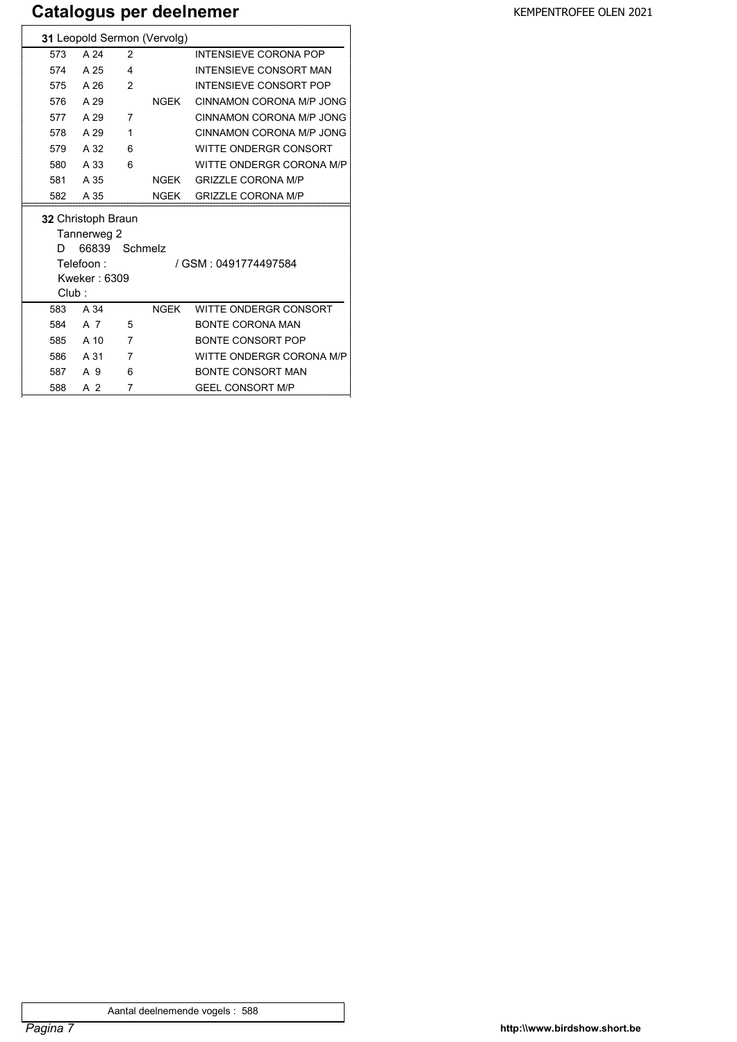# Catalogus per deelnemer

**31** Leopold Sermon (Vervolg)

| | | | | |
|---|---|---|---|---|
| 573 | A 24 | 2 | | INTENSIEVE CORONA POP |
| 574 | A 25 | 4 | | INTENSIEVE CONSORT MAN |
| 575 | A 26 | 2 | | INTENSIEVE CONSORT POP |
| 576 | A 29 | | NGEK | CINNAMON CORONA M/P JONG |
| 577 | A 29 | 7 | | CINNAMON CORONA M/P JONG |
| 578 | A 29 | 1 | | CINNAMON CORONA M/P JONG |
| 579 | A 32 | 6 | | WITTE ONDERGR CONSORT |
| 580 | A 33 | 6 | | WITTE ONDERGR CORONA M/P |
| 581 | A 35 | | NGEK | GRIZZLE CORONA M/P |
| 582 | A 35 | | NGEK | GRIZZLE CORONA M/P |

**32** Christoph Braun
Tannerweg 2
D 66839 Schmelz
Telefoon : / GSM : 0491774497584
Kweker : 6309
Club :

| | | | | |
|---|---|---|---|---|
| 583 | A 34 | | NGEK | WITTE ONDERGR CONSORT |
| 584 | A 7 | 5 | | BONTE CORONA MAN |
| 585 | A 10 | 7 | | BONTE CONSORT POP |
| 586 | A 31 | 7 | | WITTE ONDERGR CORONA M/P |
| 587 | A 9 | 6 | | BONTE CONSORT MAN |
| 588 | A 2 | 7 | | GEEL CONSORT M/P |

Aantal deelnemende vogels : 588